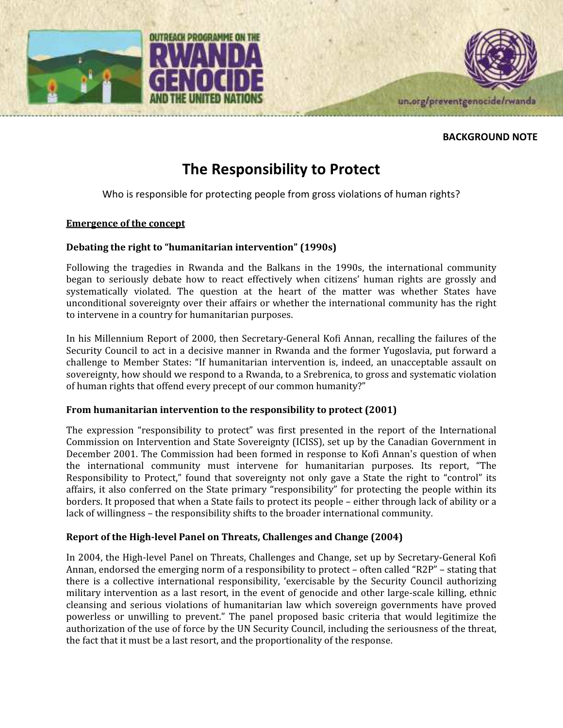**BACKGROUND NOTE**

# The Responsibility to Protect

Who is responsible for protecting people from gross violations of human rights?

## Emergence of the concept

### Debating the right to "humanitarian intervention" (1990s)

Following the tragedies in Rwanda and the Balkans in the 1990s, the international community began to seriously debate how to react effectively when citizens' human rights are grossly and systematically violated. The question at the heart of the matter was whether States have unconditional sovereignty over their affairs or whether the international community has the right to intervene in a country for humanitarian purposes.

In his Millennium Report of 2000, then Secretary-General Kofi Annan, recalling the failures of the Security Council to act in a decisive manner in Rwanda and the former Yugoslavia, put forward a challenge to Member States: "If humanitarian intervention is, indeed, an unacceptable assault on sovereignty, how should we respond to a Rwanda, to a Srebrenica, to gross and systematic violation of human rights that offend every precept of our common humanity?"

### From humanitarian intervention to the responsibility to protect (2001)

The expression "responsibility to protect" was first presented in the report of the International Commission on Intervention and State Sovereignty (ICISS), set up by the Canadian Government in December 2001. The Commission had been formed in response to Kofi Annan's question of when the international community must intervene for humanitarian purposes. Its report, "The Responsibility to Protect," found that sovereignty not only gave a State the right to "control" its affairs, it also conferred on the State primary "responsibility" for protecting the people within its borders. It proposed that when a State fails to protect its people – either through lack of ability or a lack of willingness – the responsibility shifts to the broader international community.

### Report of the High-level Panel on Threats, Challenges and Change (2004)

In 2004, the High-level Panel on Threats, Challenges and Change, set up by Secretary-General Kofi Annan, endorsed the emerging norm of a responsibility to protect – often called "R2P" – stating that there is a collective international responsibility, 'exercisable by the Security Council authorizing military intervention as a last resort, in the event of genocide and other large-scale killing, ethnic cleansing and serious violations of humanitarian law which sovereign governments have proved powerless or unwilling to prevent." The panel proposed basic criteria that would legitimize the authorization of the use of force by the UN Security Council, including the seriousness of the threat, the fact that it must be a last resort, and the proportionality of the response.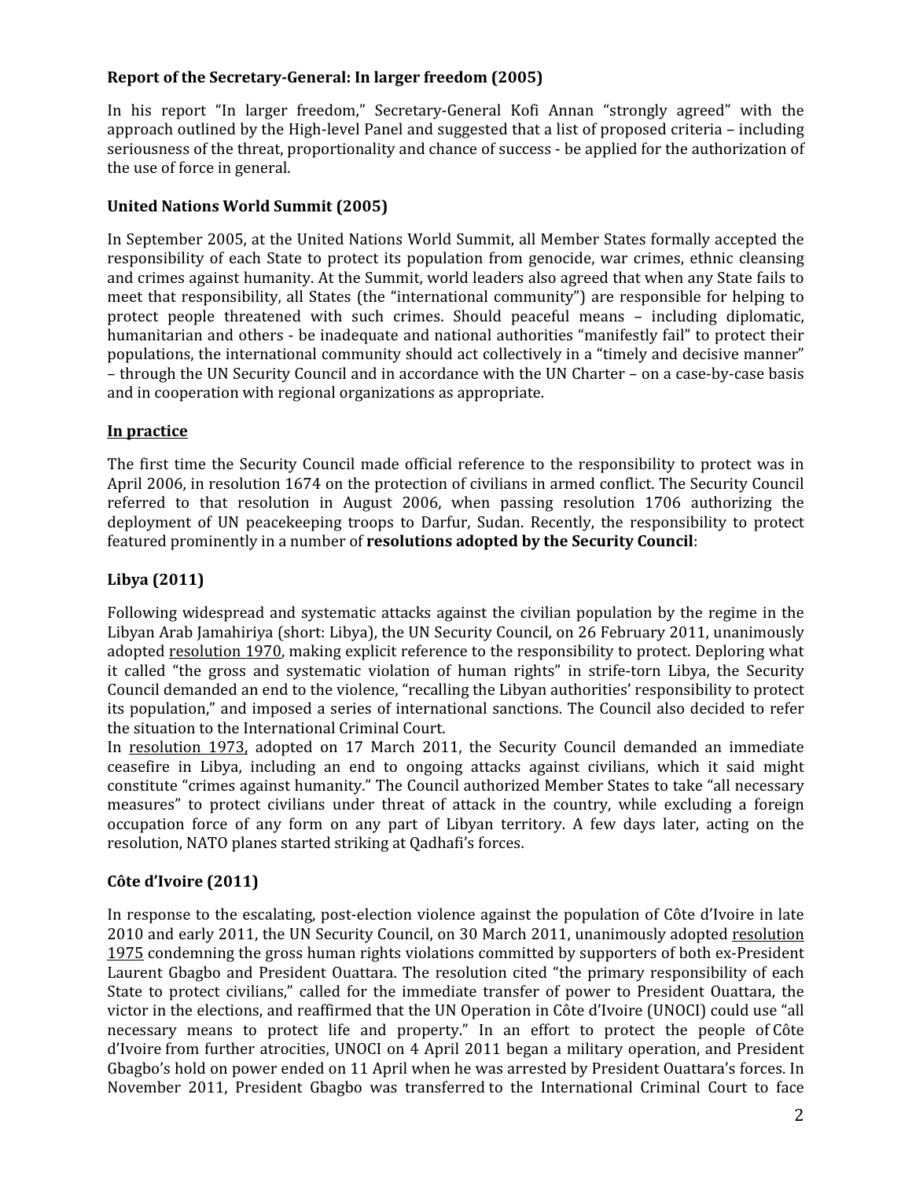**Report of the Secretary-General: In larger freedom (2005)**

In his report "In larger freedom," Secretary-General Kofi Annan "strongly agreed" with the approach outlined by the High-level Panel and suggested that a list of proposed criteria – including seriousness of the threat, proportionality and chance of success - be applied for the authorization of the use of force in general.

**United Nations World Summit (2005)**

In September 2005, at the United Nations World Summit, all Member States formally accepted the responsibility of each State to protect its population from genocide, war crimes, ethnic cleansing and crimes against humanity. At the Summit, world leaders also agreed that when any State fails to meet that responsibility, all States (the "international community") are responsible for helping to protect people threatened with such crimes. Should peaceful means – including diplomatic, humanitarian and others - be inadequate and national authorities "manifestly fail" to protect their populations, the international community should act collectively in a "timely and decisive manner" – through the UN Security Council and in accordance with the UN Charter – on a case-by-case basis and in cooperation with regional organizations as appropriate.

**In practice**

The first time the Security Council made official reference to the responsibility to protect was in April 2006, in resolution 1674 on the protection of civilians in armed conflict. The Security Council referred to that resolution in August 2006, when passing resolution 1706 authorizing the deployment of UN peacekeeping troops to Darfur, Sudan. Recently, the responsibility to protect featured prominently in a number of **resolutions adopted by the Security Council**:

**Libya (2011)**

Following widespread and systematic attacks against the civilian population by the regime in the Libyan Arab Jamahiriya (short: Libya), the UN Security Council, on 26 February 2011, unanimously adopted resolution 1970, making explicit reference to the responsibility to protect. Deploring what it called "the gross and systematic violation of human rights" in strife-torn Libya, the Security Council demanded an end to the violence, "recalling the Libyan authorities' responsibility to protect its population," and imposed a series of international sanctions. The Council also decided to refer the situation to the International Criminal Court.

In resolution 1973, adopted on 17 March 2011, the Security Council demanded an immediate ceasefire in Libya, including an end to ongoing attacks against civilians, which it said might constitute "crimes against humanity." The Council authorized Member States to take "all necessary measures" to protect civilians under threat of attack in the country, while excluding a foreign occupation force of any form on any part of Libyan territory. A few days later, acting on the resolution, NATO planes started striking at Qadhafi's forces.

**Côte d'Ivoire (2011)**

In response to the escalating, post-election violence against the population of Côte d'Ivoire in late 2010 and early 2011, the UN Security Council, on 30 March 2011, unanimously adopted resolution 1975 condemning the gross human rights violations committed by supporters of both ex-President Laurent Gbagbo and President Ouattara. The resolution cited "the primary responsibility of each State to protect civilians," called for the immediate transfer of power to President Ouattara, the victor in the elections, and reaffirmed that the UN Operation in Côte d'Ivoire (UNOCI) could use "all necessary means to protect life and property." In an effort to protect the people of Côte d'Ivoire from further atrocities, UNOCI on 4 April 2011 began a military operation, and President Gbagbo's hold on power ended on 11 April when he was arrested by President Ouattara's forces. In November 2011, President Gbagbo was transferred to the International Criminal Court to face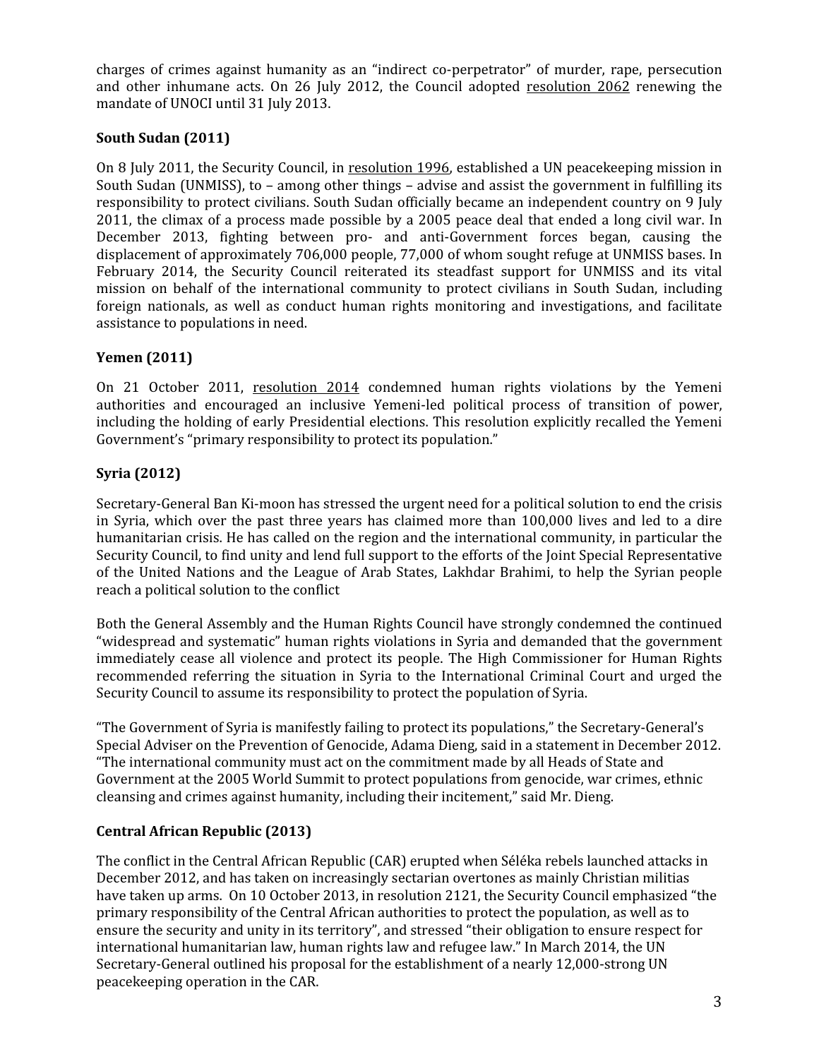charges of crimes against humanity as an "indirect co-perpetrator" of murder, rape, persecution and other inhumane acts. On 26 July 2012, the Council adopted resolution 2062 renewing the mandate of UNOCI until 31 July 2013.

**South Sudan (2011)**

On 8 July 2011, the Security Council, in resolution 1996, established a UN peacekeeping mission in South Sudan (UNMISS), to – among other things – advise and assist the government in fulfilling its responsibility to protect civilians. South Sudan officially became an independent country on 9 July 2011, the climax of a process made possible by a 2005 peace deal that ended a long civil war. In December 2013, fighting between pro- and anti-Government forces began, causing the displacement of approximately 706,000 people, 77,000 of whom sought refuge at UNMISS bases. In February 2014, the Security Council reiterated its steadfast support for UNMISS and its vital mission on behalf of the international community to protect civilians in South Sudan, including foreign nationals, as well as conduct human rights monitoring and investigations, and facilitate assistance to populations in need.

**Yemen (2011)**

On 21 October 2011, resolution 2014 condemned human rights violations by the Yemeni authorities and encouraged an inclusive Yemeni-led political process of transition of power, including the holding of early Presidential elections. This resolution explicitly recalled the Yemeni Government's "primary responsibility to protect its population."

**Syria (2012)**

Secretary-General Ban Ki-moon has stressed the urgent need for a political solution to end the crisis in Syria, which over the past three years has claimed more than 100,000 lives and led to a dire humanitarian crisis. He has called on the region and the international community, in particular the Security Council, to find unity and lend full support to the efforts of the Joint Special Representative of the United Nations and the League of Arab States, Lakhdar Brahimi, to help the Syrian people reach a political solution to the conflict

Both the General Assembly and the Human Rights Council have strongly condemned the continued "widespread and systematic" human rights violations in Syria and demanded that the government immediately cease all violence and protect its people. The High Commissioner for Human Rights recommended referring the situation in Syria to the International Criminal Court and urged the Security Council to assume its responsibility to protect the population of Syria.

"The Government of Syria is manifestly failing to protect its populations," the Secretary-General's Special Adviser on the Prevention of Genocide, Adama Dieng, said in a statement in December 2012. "The international community must act on the commitment made by all Heads of State and Government at the 2005 World Summit to protect populations from genocide, war crimes, ethnic cleansing and crimes against humanity, including their incitement," said Mr. Dieng.

**Central African Republic (2013)**

The conflict in the Central African Republic (CAR) erupted when Séléka rebels launched attacks in December 2012, and has taken on increasingly sectarian overtones as mainly Christian militias have taken up arms. On 10 October 2013, in resolution 2121, the Security Council emphasized "the primary responsibility of the Central African authorities to protect the population, as well as to ensure the security and unity in its territory", and stressed "their obligation to ensure respect for international humanitarian law, human rights law and refugee law." In March 2014, the UN Secretary-General outlined his proposal for the establishment of a nearly 12,000-strong UN peacekeeping operation in the CAR.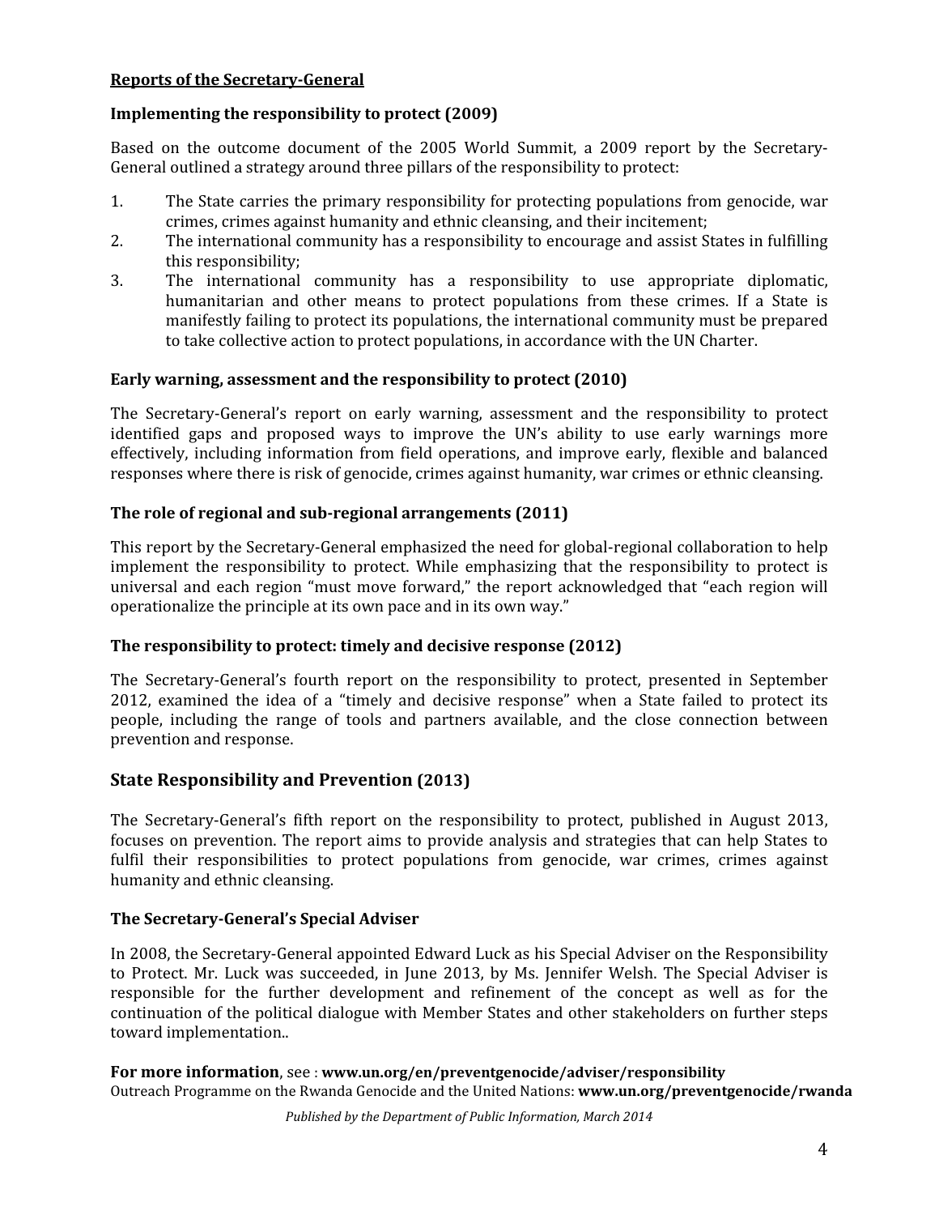**Reports of the Secretary-General**

### Implementing the responsibility to protect (2009)

Based on the outcome document of the 2005 World Summit, a 2009 report by the Secretary-General outlined a strategy around three pillars of the responsibility to protect:

1. The State carries the primary responsibility for protecting populations from genocide, war crimes, crimes against humanity and ethnic cleansing, and their incitement;
2. The international community has a responsibility to encourage and assist States in fulfilling this responsibility;
3. The international community has a responsibility to use appropriate diplomatic, humanitarian and other means to protect populations from these crimes. If a State is manifestly failing to protect its populations, the international community must be prepared to take collective action to protect populations, in accordance with the UN Charter.

### Early warning, assessment and the responsibility to protect (2010)

The Secretary-General's report on early warning, assessment and the responsibility to protect identified gaps and proposed ways to improve the UN's ability to use early warnings more effectively, including information from field operations, and improve early, flexible and balanced responses where there is risk of genocide, crimes against humanity, war crimes or ethnic cleansing.

### The role of regional and sub-regional arrangements (2011)

This report by the Secretary-General emphasized the need for global-regional collaboration to help implement the responsibility to protect. While emphasizing that the responsibility to protect is universal and each region "must move forward," the report acknowledged that "each region will operationalize the principle at its own pace and in its own way."

### The responsibility to protect: timely and decisive response (2012)

The Secretary-General's fourth report on the responsibility to protect, presented in September 2012, examined the idea of a "timely and decisive response" when a State failed to protect its people, including the range of tools and partners available, and the close connection between prevention and response.

## State Responsibility and Prevention (2013)

The Secretary-General's fifth report on the responsibility to protect, published in August 2013, focuses on prevention. The report aims to provide analysis and strategies that can help States to fulfil their responsibilities to protect populations from genocide, war crimes, crimes against humanity and ethnic cleansing.

### The Secretary-General's Special Adviser

In 2008, the Secretary-General appointed Edward Luck as his Special Adviser on the Responsibility to Protect. Mr. Luck was succeeded, in June 2013, by Ms. Jennifer Welsh. The Special Adviser is responsible for the further development and refinement of the concept as well as for the continuation of the political dialogue with Member States and other stakeholders on further steps toward implementation..

**For more information**, see : **www.un.org/en/preventgenocide/adviser/responsibility**
Outreach Programme on the Rwanda Genocide and the United Nations: **www.un.org/preventgenocide/rwanda**

*Published by the Department of Public Information, March 2014*